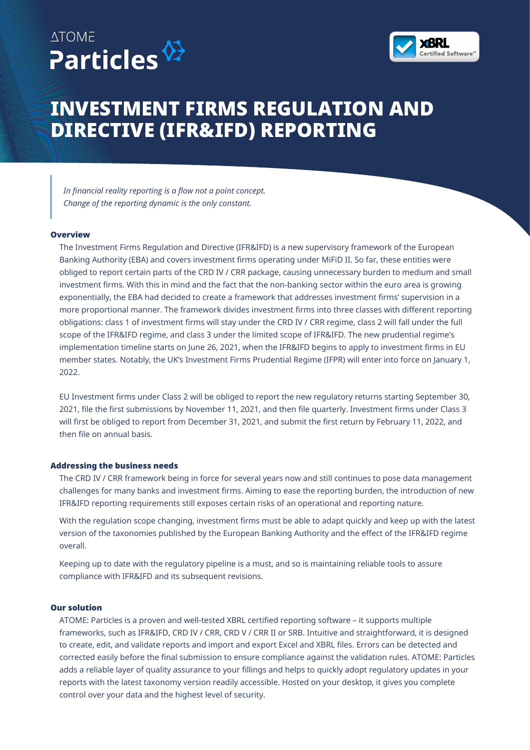ATOME Particles

# INVESTMENT FIRMS REGULATION AND DIRECTIVE (IFR&IFD) REPORTING

> *In financial reality reporting is a flow not a point concept.*
> *Change of the reporting dynamic is the only constant.*

### Overview

The Investment Firms Regulation and Directive (IFR&IFD) is a new supervisory framework of the European Banking Authority (EBA) and covers investment firms operating under MiFID II. So far, these entities were obliged to report certain parts of the CRD IV / CRR package, causing unnecessary burden to medium and small investment firms. With this in mind and the fact that the non-banking sector within the euro area is growing exponentially, the EBA had decided to create a framework that addresses investment firms' supervision in a more proportional manner. The framework divides investment firms into three classes with different reporting obligations: class 1 of investment firms will stay under the CRD IV / CRR regime, class 2 will fall under the full scope of the IFR&IFD regime, and class 3 under the limited scope of IFR&IFD. The new prudential regime's implementation timeline starts on June 26, 2021, when the IFR&IFD begins to apply to investment firms in EU member states. Notably, the UK's Investment Firms Prudential Regime (IFPR) will enter into force on January 1, 2022.

EU Investment firms under Class 2 will be obliged to report the new regulatory returns starting September 30, 2021, file the first submissions by November 11, 2021, and then file quarterly. Investment firms under Class 3 will first be obliged to report from December 31, 2021, and submit the first return by February 11, 2022, and then file on annual basis.

### Addressing the business needs

The CRD IV / CRR framework being in force for several years now and still continues to pose data management challenges for many banks and investment firms. Aiming to ease the reporting burden, the introduction of new IFR&IFD reporting requirements still exposes certain risks of an operational and reporting nature.

With the regulation scope changing, investment firms must be able to adapt quickly and keep up with the latest version of the taxonomies published by the European Banking Authority and the effect of the IFR&IFD regime overall.

Keeping up to date with the regulatory pipeline is a must, and so is maintaining reliable tools to assure compliance with IFR&IFD and its subsequent revisions.

### Our solution

ATOME: Particles is a proven and well-tested XBRL certified reporting software – it supports multiple frameworks, such as IFR&IFD, CRD IV / CRR, CRD V / CRR II or SRB. Intuitive and straightforward, it is designed to create, edit, and validate reports and import and export Excel and XBRL files. Errors can be detected and corrected easily before the final submission to ensure compliance against the validation rules. ATOME: Particles adds a reliable layer of quality assurance to your fillings and helps to quickly adopt regulatory updates in your reports with the latest taxonomy version readily accessible. Hosted on your desktop, it gives you complete control over your data and the highest level of security.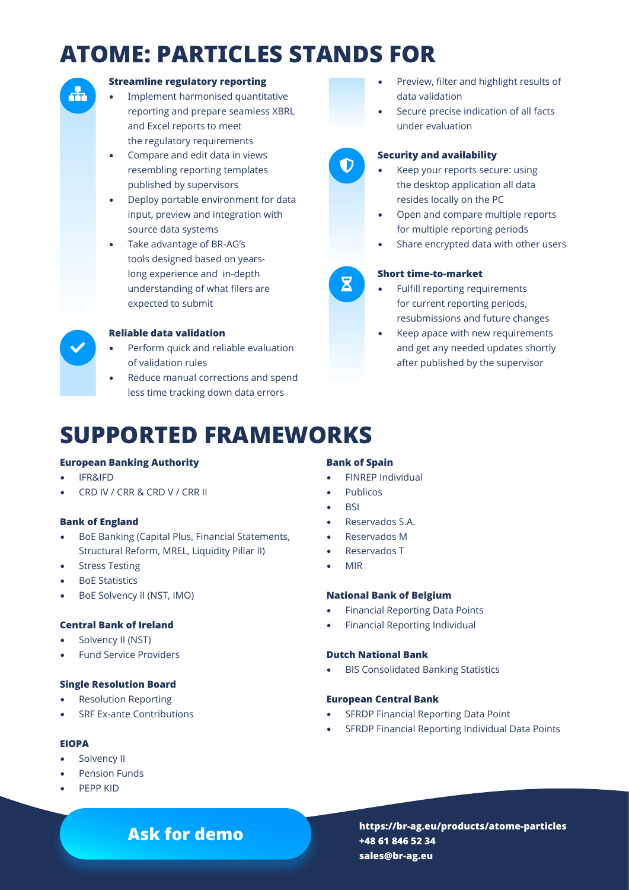# ATOME: PARTICLES STANDS FOR

**Streamline regulatory reporting**

- Implement harmonised quantitative reporting and prepare seamless XBRL and Excel reports to meet the regulatory requirements
- Compare and edit data in views resembling reporting templates published by supervisors
- Deploy portable environment for data input, preview and integration with source data systems
- Take advantage of BR-AG's tools designed based on years-long experience and in-depth understanding of what filers are expected to submit

**Reliable data validation**

- Perform quick and reliable evaluation of validation rules
- Reduce manual corrections and spend less time tracking down data errors
- Preview, filter and highlight results of data validation
- Secure precise indication of all facts under evaluation

**Security and availability**

- Keep your reports secure: using the desktop application all data resides locally on the PC
- Open and compare multiple reports for multiple reporting periods
- Share encrypted data with other users

**Short time-to-market**

- Fulfill reporting requirements for current reporting periods, resubmissions and future changes
- Keep apace with new requirements and get any needed updates shortly after published by the supervisor

# SUPPORTED FRAMEWORKS

**European Banking Authority**

- IFR&IFD
- CRD IV / CRR & CRD V / CRR II

**Bank of England**

- BoE Banking (Capital Plus, Financial Statements, Structural Reform, MREL, Liquidity Pillar II)
- Stress Testing
- BoE Statistics
- BoE Solvency II (NST, IMO)

**Central Bank of Ireland**

- Solvency II (NST)
- Fund Service Providers

**Single Resolution Board**

- Resolution Reporting
- SRF Ex-ante Contributions

**EIOPA**

- Solvency II
- Pension Funds
- PEPP KID

**Bank of Spain**

- FINREP Individual
- Publicos
- BSI
- Reservados S.A.
- Reservados M
- Reservados T
- MIR

**National Bank of Belgium**

- Financial Reporting Data Points
- Financial Reporting Individual

**Dutch National Bank**

- BIS Consolidated Banking Statistics

**European Central Bank**

- SFRDP Financial Reporting Data Point
- SFRDP Financial Reporting Individual Data Points

**Ask for demo**

**https://br-ag.eu/products/atome-particles**
**+48 61 846 52 34**
**sales@br-ag.eu**